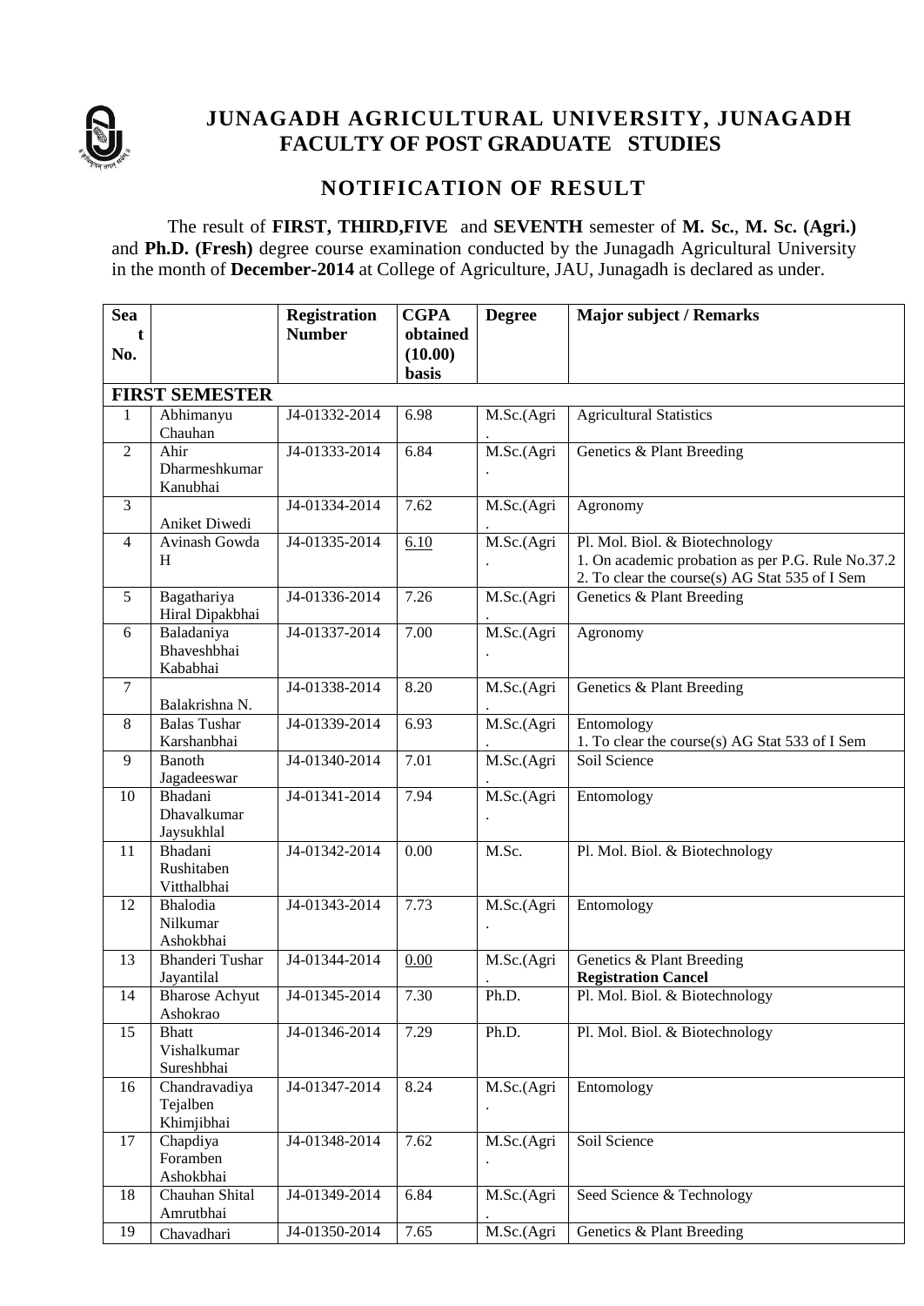# JUNAGADH AGRICULTURAL UNIVERSITY, JUNAGADH
## FACULTY OF POST GRADUATE STUDIES

## NOTIFICATION OF RESULT

The result of **FIRST, THIRD,FIVE** and **SEVENTH** semester of **M. Sc.**, **M. Sc. (Agri.)** and **Ph.D. (Fresh)** degree course examination conducted by the Junagadh Agricultural University in the month of **December-2014** at College of Agriculture, JAU, Junagadh is declared as under.

| Seat No. | | Registration Number | CGPA obtained (10.00) basis | Degree | Major subject / Remarks |
|---|---|---|---|---|---|
| **FIRST SEMESTER** | | | | | |
| 1 | Abhimanyu Chauhan | J4-01332-2014 | 6.98 | M.Sc.(Agri.) | Agricultural Statistics |
| 2 | Ahir Dharmeshkumar Kanubhai | J4-01333-2014 | 6.84 | M.Sc.(Agri.) | Genetics & Plant Breeding |
| 3 | Aniket Diwedi | J4-01334-2014 | 7.62 | M.Sc.(Agri.) | Agronomy |
| 4 | Avinash Gowda H | J4-01335-2014 | 6.10 | M.Sc.(Agri.) | Pl. Mol. Biol. & Biotechnology<br>1. On academic probation as per P.G. Rule No.37.2<br>2. To clear the course(s) AG Stat 535 of I Sem |
| 5 | Bagathariya Hiral Dipakbhai | J4-01336-2014 | 7.26 | M.Sc.(Agri.) | Genetics & Plant Breeding |
| 6 | Baladaniya Bhaveshbhai Kababhai | J4-01337-2014 | 7.00 | M.Sc.(Agri.) | Agronomy |
| 7 | Balakrishna N. | J4-01338-2014 | 8.20 | M.Sc.(Agri.) | Genetics & Plant Breeding |
| 8 | Balas Tushar Karshanbhai | J4-01339-2014 | 6.93 | M.Sc.(Agri.) | Entomology<br>1. To clear the course(s) AG Stat 533 of I Sem |
| 9 | Banoth Jagadeeswar | J4-01340-2014 | 7.01 | M.Sc.(Agri.) | Soil Science |
| 10 | Bhadani Dhavalkumar Jaysukhlal | J4-01341-2014 | 7.94 | M.Sc.(Agri.) | Entomology |
| 11 | Bhadani Rushitaben Vitthalbhai | J4-01342-2014 | 0.00 | M.Sc. | Pl. Mol. Biol. & Biotechnology |
| 12 | Bhalodia Nilkumar Ashokbhai | J4-01343-2014 | 7.73 | M.Sc.(Agri.) | Entomology |
| 13 | Bhanderi Tushar Jayantilal | J4-01344-2014 | 0.00 | M.Sc.(Agri.) | Genetics & Plant Breeding<br>**Registration Cancel** |
| 14 | Bharose Achyut Ashokrao | J4-01345-2014 | 7.30 | Ph.D. | Pl. Mol. Biol. & Biotechnology |
| 15 | Bhatt Vishalkumar Sureshbhai | J4-01346-2014 | 7.29 | Ph.D. | Pl. Mol. Biol. & Biotechnology |
| 16 | Chandravadiya Tejalben Khimjibhai | J4-01347-2014 | 8.24 | M.Sc.(Agri.) | Entomology |
| 17 | Chapdiya Foramben Ashokbhai | J4-01348-2014 | 7.62 | M.Sc.(Agri.) | Soil Science |
| 18 | Chauhan Shital Amrutbhai | J4-01349-2014 | 6.84 | M.Sc.(Agri.) | Seed Science & Technology |
| 19 | Chavadhari | J4-01350-2014 | 7.65 | M.Sc.(Agri | Genetics & Plant Breeding |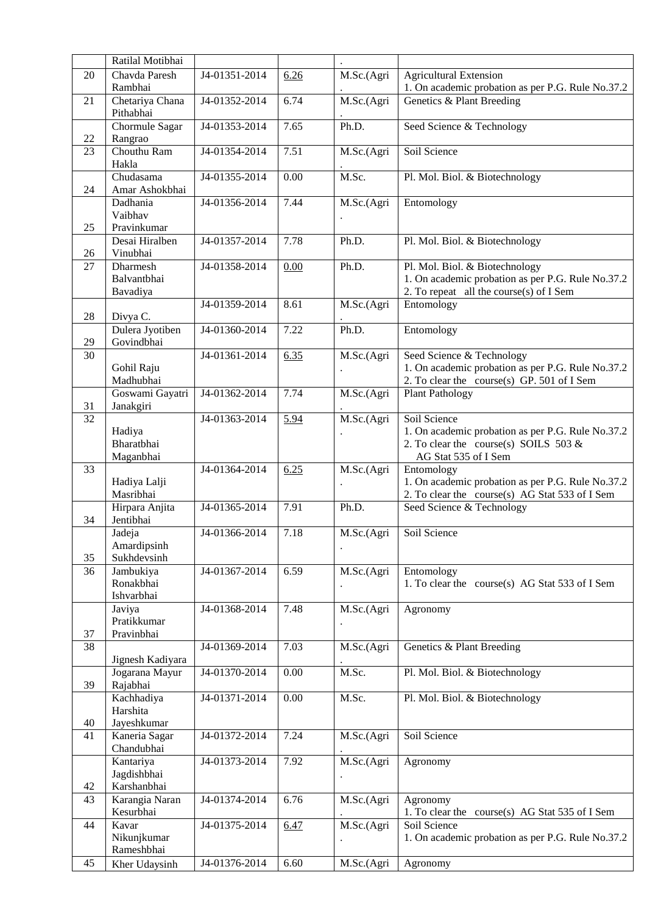| | | | | | |
|---|---|---|---|---|---|
| | Ratilal Motibhai | | | . | |
| 20 | Chavda Paresh Rambhai | J4-01351-2014 | 6.26 | M.Sc.(Agri.) | Agricultural Extension<br>1. On academic probation as per P.G. Rule No.37.2 |
| 21 | Chetariya Chana Pithabhai | J4-01352-2014 | 6.74 | M.Sc.(Agri.) | Genetics & Plant Breeding |
| 22 | Chormule Sagar Rangrao | J4-01353-2014 | 7.65 | Ph.D. | Seed Science & Technology |
| 23 | Chouthu Ram Hakla | J4-01354-2014 | 7.51 | M.Sc.(Agri.) | Soil Science |
| 24 | Chudasama Amar Ashokbhai | J4-01355-2014 | 0.00 | M.Sc. | Pl. Mol. Biol. & Biotechnology |
| 25 | Dadhania Vaibhav Pravinkumar | J4-01356-2014 | 7.44 | M.Sc.(Agri.) | Entomology |
| 26 | Desai Hiralben Vinubhai | J4-01357-2014 | 7.78 | Ph.D. | Pl. Mol. Biol. & Biotechnology |
| 27 | Dharmesh Balvantbhai Bavadiya | J4-01358-2014 | 0.00 | Ph.D. | Pl. Mol. Biol. & Biotechnology<br>1. On academic probation as per P.G. Rule No.37.2<br>2. To repeat all the course(s) of I Sem |
| 28 | Divya C. | J4-01359-2014 | 8.61 | M.Sc.(Agri.) | Entomology |
| 29 | Dulera Jyotiben Govindbhai | J4-01360-2014 | 7.22 | Ph.D. | Entomology |
| 30 | Gohil Raju Madhubhai | J4-01361-2014 | 6.35 | M.Sc.(Agri.) | Seed Science & Technology<br>1. On academic probation as per P.G. Rule No.37.2<br>2. To clear the course(s) GP. 501 of I Sem |
| 31 | Goswami Gayatri Janakgiri | J4-01362-2014 | 7.74 | M.Sc.(Agri.) | Plant Pathology |
| 32 | Hadiya Bharatbhai Maganbhai | J4-01363-2014 | 5.94 | M.Sc.(Agri.) | Soil Science<br>1. On academic probation as per P.G. Rule No.37.2<br>2. To clear the course(s) SOILS 503 & AG Stat 535 of I Sem |
| 33 | Hadiya Lalji Masribhai | J4-01364-2014 | 6.25 | M.Sc.(Agri.) | Entomology<br>1. On academic probation as per P.G. Rule No.37.2<br>2. To clear the course(s) AG Stat 533 of I Sem |
| 34 | Hirpara Anjita Jentibhai | J4-01365-2014 | 7.91 | Ph.D. | Seed Science & Technology |
| 35 | Jadeja Amardipsinh Sukhdevsinh | J4-01366-2014 | 7.18 | M.Sc.(Agri.) | Soil Science |
| 36 | Jambukiya Ronakbhai Ishvarbhai | J4-01367-2014 | 6.59 | M.Sc.(Agri.) | Entomology<br>1. To clear the course(s) AG Stat 533 of I Sem |
| 37 | Javiya Pratikkumar Pravinbhai | J4-01368-2014 | 7.48 | M.Sc.(Agri.) | Agronomy |
| 38 | Jignesh Kadiyara | J4-01369-2014 | 7.03 | M.Sc.(Agri.) | Genetics & Plant Breeding |
| 39 | Jogarana Mayur Rajabhai | J4-01370-2014 | 0.00 | M.Sc. | Pl. Mol. Biol. & Biotechnology |
| 40 | Kachhadiya Harshita Jayeshkumar | J4-01371-2014 | 0.00 | M.Sc. | Pl. Mol. Biol. & Biotechnology |
| 41 | Kaneria Sagar Chandubhai | J4-01372-2014 | 7.24 | M.Sc.(Agri.) | Soil Science |
| 42 | Kantariya Jagdishbhai Karshanbhai | J4-01373-2014 | 7.92 | M.Sc.(Agri.) | Agronomy |
| 43 | Karangia Naran Kesurbhai | J4-01374-2014 | 6.76 | M.Sc.(Agri.) | Agronomy<br>1. To clear the course(s) AG Stat 535 of I Sem |
| 44 | Kavar Nikunjkumar Rameshbhai | J4-01375-2014 | 6.47 | M.Sc.(Agri.) | Soil Science<br>1. On academic probation as per P.G. Rule No.37.2 |
| 45 | Kher Udaysinh | J4-01376-2014 | 6.60 | M.Sc.(Agri | Agronomy |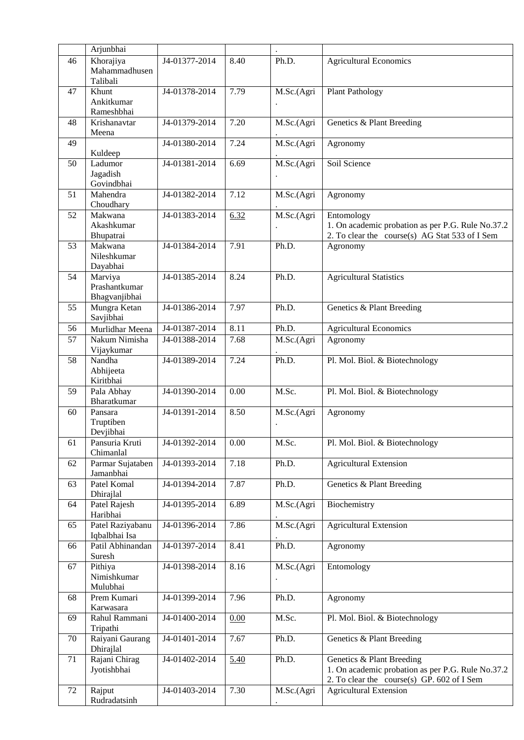|  | Arjunbhai |  |  | . |  |
|---|---|---|---|---|---|
| 46 | Khorajiya Mahammadhusen Talibali | J4-01377-2014 | 8.40 | Ph.D. | Agricultural Economics |
| 47 | Khunt Ankitkumar Rameshbhai | J4-01378-2014 | 7.79 | M.Sc.(Agri. | Plant Pathology |
| 48 | Krishanavtar Meena | J4-01379-2014 | 7.20 | M.Sc.(Agri. | Genetics & Plant Breeding |
| 49 | Kuldeep | J4-01380-2014 | 7.24 | M.Sc.(Agri. | Agronomy |
| 50 | Ladumor Jagadish Govindbhai | J4-01381-2014 | 6.69 | M.Sc.(Agri. | Soil Science |
| 51 | Mahendra Choudhary | J4-01382-2014 | 7.12 | M.Sc.(Agri. | Agronomy |
| 52 | Makwana Akashkumar Bhupatrai | J4-01383-2014 | 6.32 | M.Sc.(Agri. | Entomology<br>1. On academic probation as per P.G. Rule No.37.2<br>2. To clear the course(s) AG Stat 533 of I Sem |
| 53 | Makwana Nileshkumar Dayabhai | J4-01384-2014 | 7.91 | Ph.D. | Agronomy |
| 54 | Marviya Prashantkumar Bhagvanjibhai | J4-01385-2014 | 8.24 | Ph.D. | Agricultural Statistics |
| 55 | Mungra Ketan Savjibhai | J4-01386-2014 | 7.97 | Ph.D. | Genetics & Plant Breeding |
| 56 | Murlidhar Meena | J4-01387-2014 | 8.11 | Ph.D. | Agricultural Economics |
| 57 | Nakum Nimisha Vijaykumar | J4-01388-2014 | 7.68 | M.Sc.(Agri. | Agronomy |
| 58 | Nandha Abhijeeta Kiritbhai | J4-01389-2014 | 7.24 | Ph.D. | Pl. Mol. Biol. & Biotechnology |
| 59 | Pala Abhay Bharatkumar | J4-01390-2014 | 0.00 | M.Sc. | Pl. Mol. Biol. & Biotechnology |
| 60 | Pansara Truptiben Devjibhai | J4-01391-2014 | 8.50 | M.Sc.(Agri. | Agronomy |
| 61 | Pansuria Kruti Chimanlal | J4-01392-2014 | 0.00 | M.Sc. | Pl. Mol. Biol. & Biotechnology |
| 62 | Parmar Sujataben Jamanbhai | J4-01393-2014 | 7.18 | Ph.D. | Agricultural Extension |
| 63 | Patel Komal Dhirajlal | J4-01394-2014 | 7.87 | Ph.D. | Genetics & Plant Breeding |
| 64 | Patel Rajesh Haribhai | J4-01395-2014 | 6.89 | M.Sc.(Agri. | Biochemistry |
| 65 | Patel Raziyabanu Iqbalbhai Isa | J4-01396-2014 | 7.86 | M.Sc.(Agri. | Agricultural Extension |
| 66 | Patil Abhinandan Suresh | J4-01397-2014 | 8.41 | Ph.D. | Agronomy |
| 67 | Pithiya Nimishkumar Mulubhai | J4-01398-2014 | 8.16 | M.Sc.(Agri. | Entomology |
| 68 | Prem Kumari Karwasara | J4-01399-2014 | 7.96 | Ph.D. | Agronomy |
| 69 | Rahul Rammani Tripathi | J4-01400-2014 | 0.00 | M.Sc. | Pl. Mol. Biol. & Biotechnology |
| 70 | Raiyani Gaurang Dhirajlal | J4-01401-2014 | 7.67 | Ph.D. | Genetics & Plant Breeding |
| 71 | Rajani Chirag Jyotishbhai | J4-01402-2014 | 5.40 | Ph.D. | Genetics & Plant Breeding<br>1. On academic probation as per P.G. Rule No.37.2<br>2. To clear the course(s) GP. 602 of I Sem |
| 72 | Rajput Rudradatsinh | J4-01403-2014 | 7.30 | M.Sc.(Agri. | Agricultural Extension |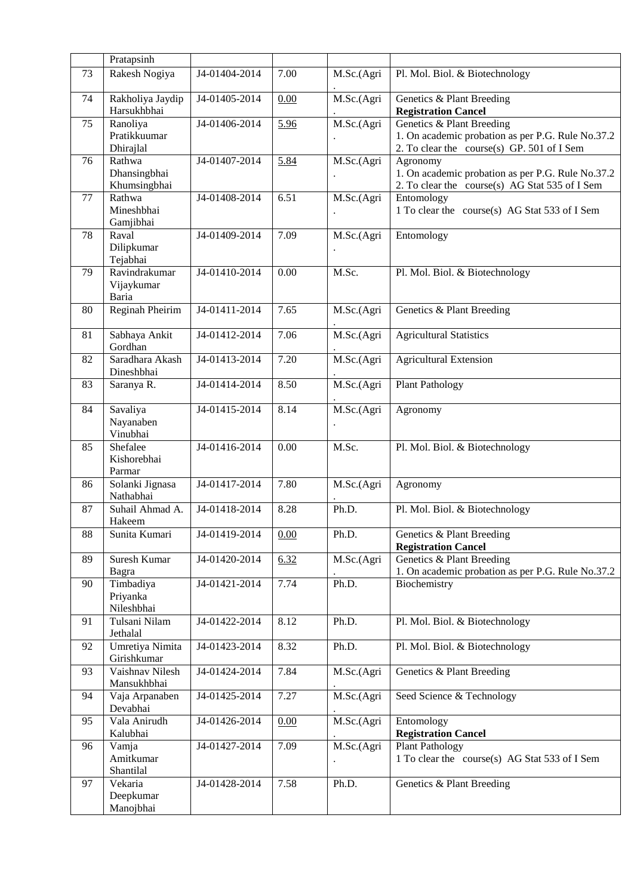| | Pratapsinh | | | | |
|---|---|---|---|---|---|
| 73 | Rakesh Nogiya | J4-01404-2014 | 7.00 | M.Sc.(Agri. | Pl. Mol. Biol. & Biotechnology |
| 74 | Rakholiya Jaydip Harsukhbhai | J4-01405-2014 | 0.00 | M.Sc.(Agri. | Genetics & Plant Breeding **Registration Cancel** |
| 75 | Ranoliya Pratikkuumar Dhirajlal | J4-01406-2014 | 5.96 | M.Sc.(Agri. | Genetics & Plant Breeding 1. On academic probation as per P.G. Rule No.37.2 2. To clear the course(s) GP. 501 of I Sem |
| 76 | Rathwa Dhansingbhai Khumsingbhai | J4-01407-2014 | 5.84 | M.Sc.(Agri. | Agronomy 1. On academic probation as per P.G. Rule No.37.2 2. To clear the course(s) AG Stat 535 of I Sem |
| 77 | Rathwa Mineshbhai Gamjibhai | J4-01408-2014 | 6.51 | M.Sc.(Agri. | Entomology 1 To clear the course(s) AG Stat 533 of I Sem |
| 78 | Raval Dilipkumar Tejabhai | J4-01409-2014 | 7.09 | M.Sc.(Agri. | Entomology |
| 79 | Ravindrakumar Vijaykumar Baria | J4-01410-2014 | 0.00 | M.Sc. | Pl. Mol. Biol. & Biotechnology |
| 80 | Reginah Pheirim | J4-01411-2014 | 7.65 | M.Sc.(Agri. | Genetics & Plant Breeding |
| 81 | Sabhaya Ankit Gordhan | J4-01412-2014 | 7.06 | M.Sc.(Agri. | Agricultural Statistics |
| 82 | Saradhara Akash Dineshbhai | J4-01413-2014 | 7.20 | M.Sc.(Agri. | Agricultural Extension |
| 83 | Saranya R. | J4-01414-2014 | 8.50 | M.Sc.(Agri. | Plant Pathology |
| 84 | Savaliya Nayanaben Vinubhai | J4-01415-2014 | 8.14 | M.Sc.(Agri. | Agronomy |
| 85 | Shefalee Kishorebhai Parmar | J4-01416-2014 | 0.00 | M.Sc. | Pl. Mol. Biol. & Biotechnology |
| 86 | Solanki Jignasa Nathabhai | J4-01417-2014 | 7.80 | M.Sc.(Agri. | Agronomy |
| 87 | Suhail Ahmad A. Hakeem | J4-01418-2014 | 8.28 | Ph.D. | Pl. Mol. Biol. & Biotechnology |
| 88 | Sunita Kumari | J4-01419-2014 | 0.00 | Ph.D. | Genetics & Plant Breeding **Registration Cancel** |
| 89 | Suresh Kumar Bagra | J4-01420-2014 | 6.32 | M.Sc.(Agri. | Genetics & Plant Breeding 1. On academic probation as per P.G. Rule No.37.2 |
| 90 | Timbadiya Priyanka Nileshbhai | J4-01421-2014 | 7.74 | Ph.D. | Biochemistry |
| 91 | Tulsani Nilam Jethalal | J4-01422-2014 | 8.12 | Ph.D. | Pl. Mol. Biol. & Biotechnology |
| 92 | Umretiya Nimita Girishkumar | J4-01423-2014 | 8.32 | Ph.D. | Pl. Mol. Biol. & Biotechnology |
| 93 | Vaishnav Nilesh Mansukhbhai | J4-01424-2014 | 7.84 | M.Sc.(Agri. | Genetics & Plant Breeding |
| 94 | Vaja Arpanaben Devabhai | J4-01425-2014 | 7.27 | M.Sc.(Agri. | Seed Science & Technology |
| 95 | Vala Anirudh Kalubhai | J4-01426-2014 | 0.00 | M.Sc.(Agri. | Entomology **Registration Cancel** |
| 96 | Vamja Amitkumar Shantilal | J4-01427-2014 | 7.09 | M.Sc.(Agri. | Plant Pathology 1 To clear the course(s) AG Stat 533 of I Sem |
| 97 | Vekaria Deepkumar Manojbhai | J4-01428-2014 | 7.58 | Ph.D. | Genetics & Plant Breeding |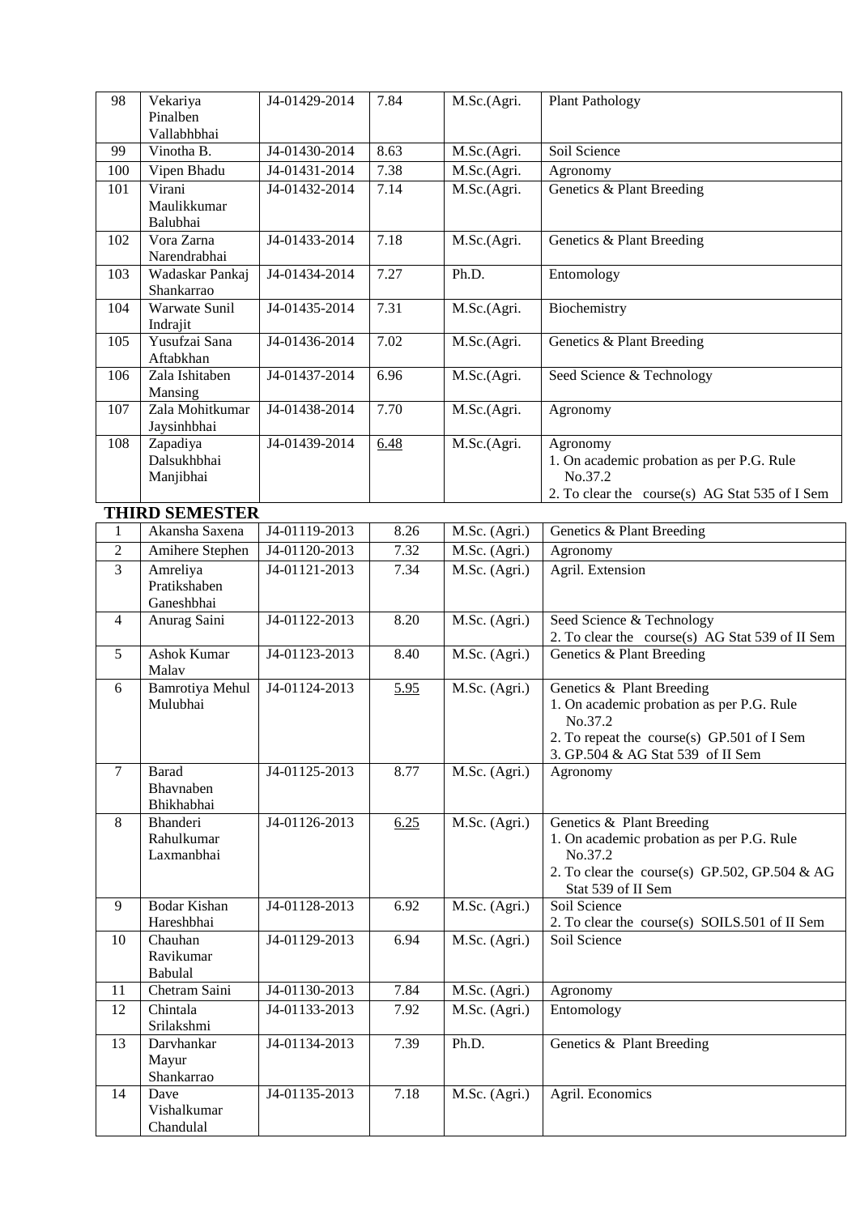| 98 | Vekariya Pinalben Vallabhbhai | J4-01429-2014 | 7.84 | M.Sc.(Agri. | Plant Pathology |
|---|---|---|---|---|---|
| 99 | Vinotha B. | J4-01430-2014 | 8.63 | M.Sc.(Agri. | Soil Science |
| 100 | Vipen Bhadu | J4-01431-2014 | 7.38 | M.Sc.(Agri. | Agronomy |
| 101 | Virani Maulikkumar Balubhai | J4-01432-2014 | 7.14 | M.Sc.(Agri. | Genetics & Plant Breeding |
| 102 | Vora Zarna Narendrabhai | J4-01433-2014 | 7.18 | M.Sc.(Agri. | Genetics & Plant Breeding |
| 103 | Wadaskar Pankaj Shankarrao | J4-01434-2014 | 7.27 | Ph.D. | Entomology |
| 104 | Warwate Sunil Indrajit | J4-01435-2014 | 7.31 | M.Sc.(Agri. | Biochemistry |
| 105 | Yusufzai Sana Aftabkhan | J4-01436-2014 | 7.02 | M.Sc.(Agri. | Genetics & Plant Breeding |
| 106 | Zala Ishitaben Mansing | J4-01437-2014 | 6.96 | M.Sc.(Agri. | Seed Science & Technology |
| 107 | Zala Mohitkumar Jaysinhbhai | J4-01438-2014 | 7.70 | M.Sc.(Agri. | Agronomy |
| 108 | Zapadiya Dalsukhbhai Manjibhai | J4-01439-2014 | 6.48 | M.Sc.(Agri. | Agronomy<br>1. On academic probation as per P.G. Rule No.37.2<br>2. To clear the course(s) AG Stat 535 of I Sem |

## THIRD SEMESTER

| 1 | Akansha Saxena | J4-01119-2013 | 8.26 | M.Sc. (Agri.) | Genetics & Plant Breeding |
|---|---|---|---|---|---|
| 2 | Amihere Stephen | J4-01120-2013 | 7.32 | M.Sc. (Agri.) | Agronomy |
| 3 | Amreliya Pratikshaben Ganeshbhai | J4-01121-2013 | 7.34 | M.Sc. (Agri.) | Agril. Extension |
| 4 | Anurag Saini | J4-01122-2013 | 8.20 | M.Sc. (Agri.) | Seed Science & Technology<br>2. To clear the course(s) AG Stat 539 of II Sem |
| 5 | Ashok Kumar Malav | J4-01123-2013 | 8.40 | M.Sc. (Agri.) | Genetics & Plant Breeding |
| 6 | Bamrotiya Mehul Mulubhai | J4-01124-2013 | 5.95 | M.Sc. (Agri.) | Genetics & Plant Breeding<br>1. On academic probation as per P.G. Rule No.37.2<br>2. To repeat the course(s) GP.501 of I Sem<br>3. GP.504 & AG Stat 539 of II Sem |
| 7 | Barad Bhavnaben Bhikhabhai | J4-01125-2013 | 8.77 | M.Sc. (Agri.) | Agronomy |
| 8 | Bhanderi Rahulkumar Laxmanbhai | J4-01126-2013 | 6.25 | M.Sc. (Agri.) | Genetics & Plant Breeding<br>1. On academic probation as per P.G. Rule No.37.2<br>2. To clear the course(s) GP.502, GP.504 & AG Stat 539 of II Sem |
| 9 | Bodar Kishan Hareshbhai | J4-01128-2013 | 6.92 | M.Sc. (Agri.) | Soil Science<br>2. To clear the course(s) SOILS.501 of II Sem |
| 10 | Chauhan Ravikumar Babulal | J4-01129-2013 | 6.94 | M.Sc. (Agri.) | Soil Science |
| 11 | Chetram Saini | J4-01130-2013 | 7.84 | M.Sc. (Agri.) | Agronomy |
| 12 | Chintala Srilakshmi | J4-01133-2013 | 7.92 | M.Sc. (Agri.) | Entomology |
| 13 | Darvhankar Mayur Shankarrao | J4-01134-2013 | 7.39 | Ph.D. | Genetics & Plant Breeding |
| 14 | Dave Vishalkumar Chandulal | J4-01135-2013 | 7.18 | M.Sc. (Agri.) | Agril. Economics |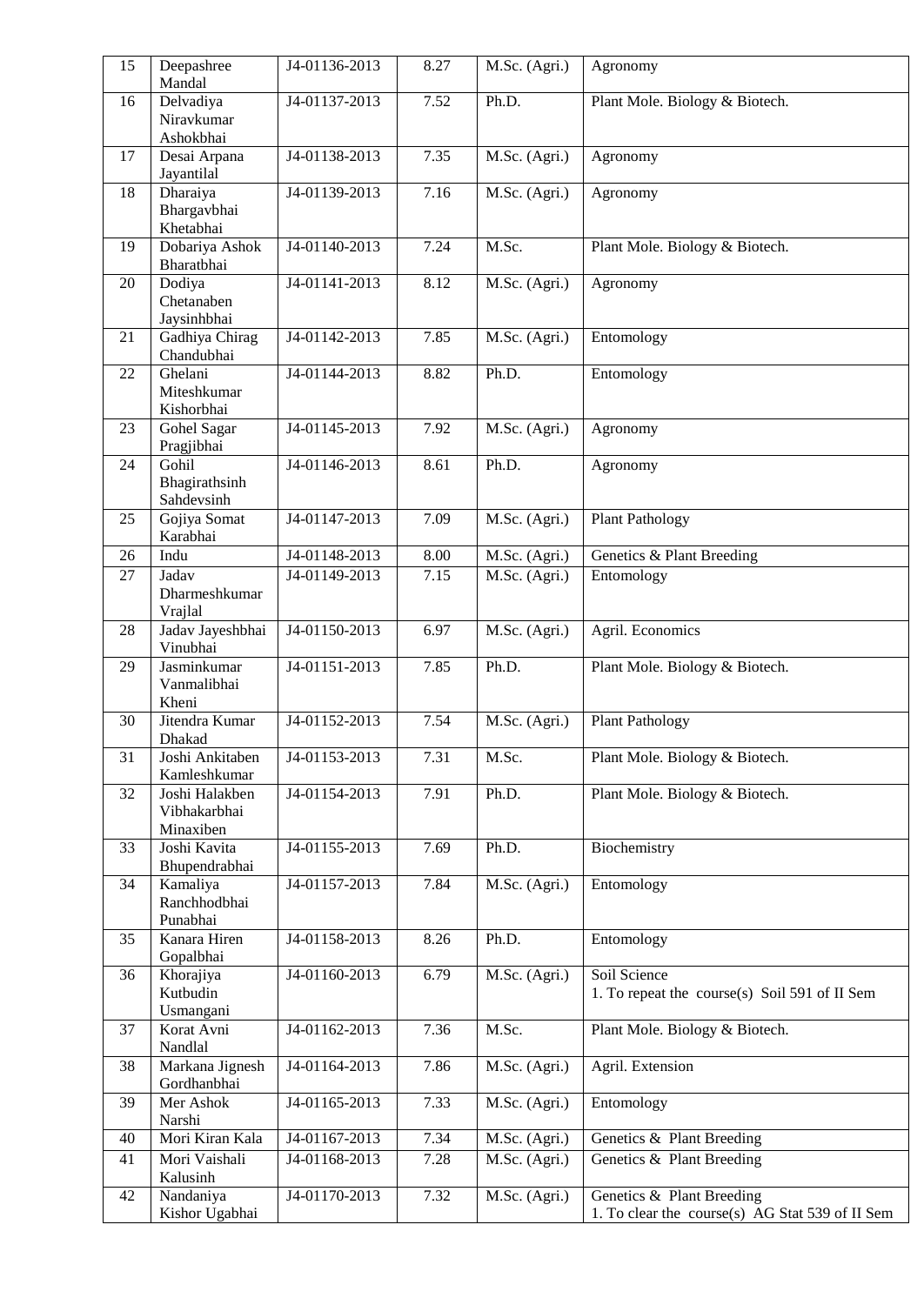| 15 | Deepashree Mandal | J4-01136-2013 | 8.27 | M.Sc. (Agri.) | Agronomy |
|---|---|---|---|---|---|
| 16 | Delvadiya Niravkumar Ashokbhai | J4-01137-2013 | 7.52 | Ph.D. | Plant Mole. Biology & Biotech. |
| 17 | Desai Arpana Jayantilal | J4-01138-2013 | 7.35 | M.Sc. (Agri.) | Agronomy |
| 18 | Dharaiya Bhargavbhai Khetabhai | J4-01139-2013 | 7.16 | M.Sc. (Agri.) | Agronomy |
| 19 | Dobariya Ashok Bharatbhai | J4-01140-2013 | 7.24 | M.Sc. | Plant Mole. Biology & Biotech. |
| 20 | Dodiya Chetanaben Jaysinhbhai | J4-01141-2013 | 8.12 | M.Sc. (Agri.) | Agronomy |
| 21 | Gadhiya Chirag Chandubhai | J4-01142-2013 | 7.85 | M.Sc. (Agri.) | Entomology |
| 22 | Ghelani Miteshkumar Kishorbhai | J4-01144-2013 | 8.82 | Ph.D. | Entomology |
| 23 | Gohel Sagar Pragjibhai | J4-01145-2013 | 7.92 | M.Sc. (Agri.) | Agronomy |
| 24 | Gohil Bhagirathsinh Sahdevsinh | J4-01146-2013 | 8.61 | Ph.D. | Agronomy |
| 25 | Gojiya Somat Karabhai | J4-01147-2013 | 7.09 | M.Sc. (Agri.) | Plant Pathology |
| 26 | Indu | J4-01148-2013 | 8.00 | M.Sc. (Agri.) | Genetics & Plant Breeding |
| 27 | Jadav Dharmeshkumar Vrajlal | J4-01149-2013 | 7.15 | M.Sc. (Agri.) | Entomology |
| 28 | Jadav Jayeshbhai Vinubhai | J4-01150-2013 | 6.97 | M.Sc. (Agri.) | Agril. Economics |
| 29 | Jasminkumar Vanmalibhai Kheni | J4-01151-2013 | 7.85 | Ph.D. | Plant Mole. Biology & Biotech. |
| 30 | Jitendra Kumar Dhakad | J4-01152-2013 | 7.54 | M.Sc. (Agri.) | Plant Pathology |
| 31 | Joshi Ankitaben Kamleshkumar | J4-01153-2013 | 7.31 | M.Sc. | Plant Mole. Biology & Biotech. |
| 32 | Joshi Halakben Vibhakarbhai Minaxiben | J4-01154-2013 | 7.91 | Ph.D. | Plant Mole. Biology & Biotech. |
| 33 | Joshi Kavita Bhupendrabhai | J4-01155-2013 | 7.69 | Ph.D. | Biochemistry |
| 34 | Kamaliya Ranchhodbhai Punabhai | J4-01157-2013 | 7.84 | M.Sc. (Agri.) | Entomology |
| 35 | Kanara Hiren Gopalbhai | J4-01158-2013 | 8.26 | Ph.D. | Entomology |
| 36 | Khorajiya Kutbudin Usmangani | J4-01160-2013 | 6.79 | M.Sc. (Agri.) | Soil Science<br>1. To repeat the course(s) Soil 591 of II Sem |
| 37 | Korat Avni Nandlal | J4-01162-2013 | 7.36 | M.Sc. | Plant Mole. Biology & Biotech. |
| 38 | Markana Jignesh Gordhanbhai | J4-01164-2013 | 7.86 | M.Sc. (Agri.) | Agril. Extension |
| 39 | Mer Ashok Narshi | J4-01165-2013 | 7.33 | M.Sc. (Agri.) | Entomology |
| 40 | Mori Kiran Kala | J4-01167-2013 | 7.34 | M.Sc. (Agri.) | Genetics & Plant Breeding |
| 41 | Mori Vaishali Kalusinh | J4-01168-2013 | 7.28 | M.Sc. (Agri.) | Genetics & Plant Breeding |
| 42 | Nandaniya Kishor Ugabhai | J4-01170-2013 | 7.32 | M.Sc. (Agri.) | Genetics & Plant Breeding<br>1. To clear the course(s) AG Stat 539 of II Sem |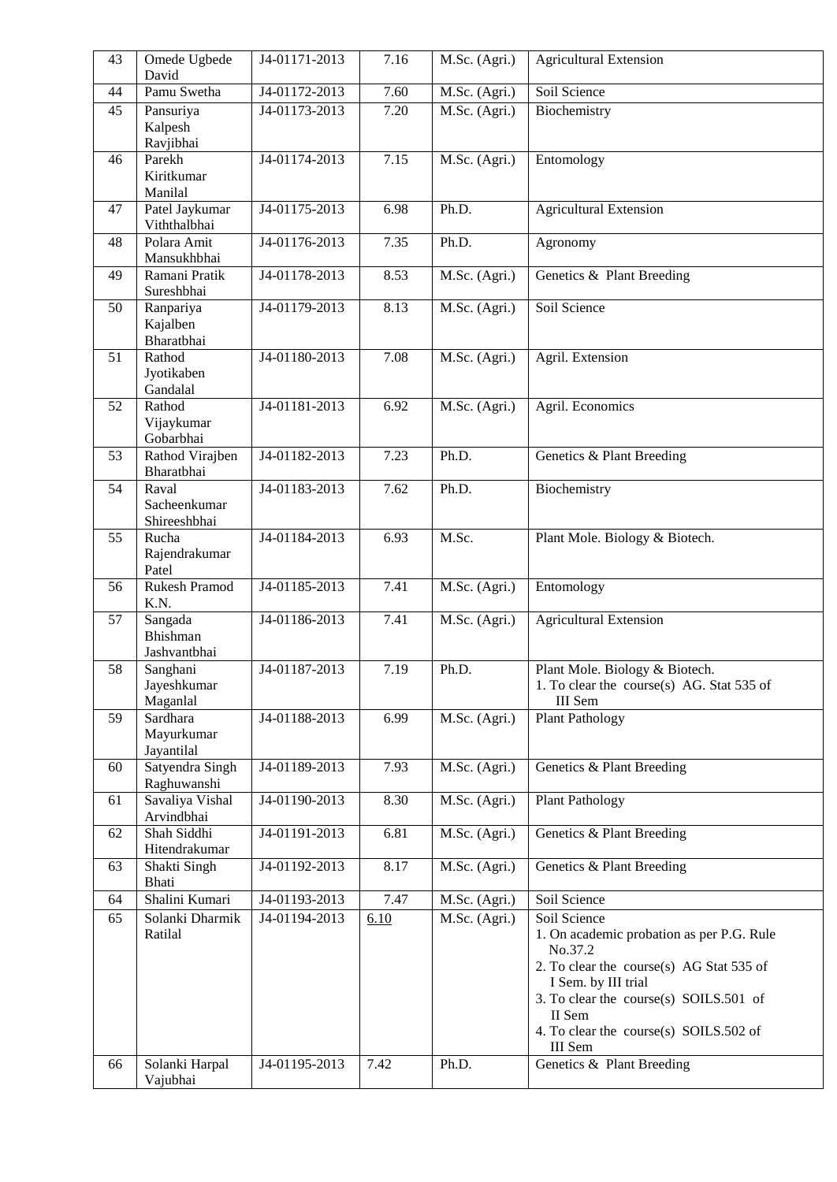| 43 | Omede Ugbede David | J4-01171-2013 | 7.16 | M.Sc. (Agri.) | Agricultural Extension |
|---|---|---|---|---|---|
| 44 | Pamu Swetha | J4-01172-2013 | 7.60 | M.Sc. (Agri.) | Soil Science |
| 45 | Pansuriya Kalpesh Ravjibhai | J4-01173-2013 | 7.20 | M.Sc. (Agri.) | Biochemistry |
| 46 | Parekh Kiritkumar Manilal | J4-01174-2013 | 7.15 | M.Sc. (Agri.) | Entomology |
| 47 | Patel Jaykumar Viththalbhai | J4-01175-2013 | 6.98 | Ph.D. | Agricultural Extension |
| 48 | Polara Amit Mansukhbhai | J4-01176-2013 | 7.35 | Ph.D. | Agronomy |
| 49 | Ramani Pratik Sureshbhai | J4-01178-2013 | 8.53 | M.Sc. (Agri.) | Genetics & Plant Breeding |
| 50 | Ranpariya Kajalben Bharatbhai | J4-01179-2013 | 8.13 | M.Sc. (Agri.) | Soil Science |
| 51 | Rathod Jyotikaben Gandalal | J4-01180-2013 | 7.08 | M.Sc. (Agri.) | Agril. Extension |
| 52 | Rathod Vijaykumar Gobarbhai | J4-01181-2013 | 6.92 | M.Sc. (Agri.) | Agril. Economics |
| 53 | Rathod Virajben Bharatbhai | J4-01182-2013 | 7.23 | Ph.D. | Genetics & Plant Breeding |
| 54 | Raval Sacheenkumar Shireeshbhai | J4-01183-2013 | 7.62 | Ph.D. | Biochemistry |
| 55 | Rucha Rajendrakumar Patel | J4-01184-2013 | 6.93 | M.Sc. | Plant Mole. Biology & Biotech. |
| 56 | Rukesh Pramod K.N. | J4-01185-2013 | 7.41 | M.Sc. (Agri.) | Entomology |
| 57 | Sangada Bhishman Jashvantbhai | J4-01186-2013 | 7.41 | M.Sc. (Agri.) | Agricultural Extension |
| 58 | Sanghani Jayeshkumar Maganlal | J4-01187-2013 | 7.19 | Ph.D. | Plant Mole. Biology & Biotech.<br>1. To clear the course(s) AG. Stat 535 of III Sem |
| 59 | Sardhara Mayurkumar Jayantilal | J4-01188-2013 | 6.99 | M.Sc. (Agri.) | Plant Pathology |
| 60 | Satyendra Singh Raghuwanshi | J4-01189-2013 | 7.93 | M.Sc. (Agri.) | Genetics & Plant Breeding |
| 61 | Savaliya Vishal Arvindbhai | J4-01190-2013 | 8.30 | M.Sc. (Agri.) | Plant Pathology |
| 62 | Shah Siddhi Hitendrakumar | J4-01191-2013 | 6.81 | M.Sc. (Agri.) | Genetics & Plant Breeding |
| 63 | Shakti Singh Bhati | J4-01192-2013 | 8.17 | M.Sc. (Agri.) | Genetics & Plant Breeding |
| 64 | Shalini Kumari | J4-01193-2013 | 7.47 | M.Sc. (Agri.) | Soil Science |
| 65 | Solanki Dharmik Ratilal | J4-01194-2013 | 6.10 | M.Sc. (Agri.) | Soil Science<br>1. On academic probation as per P.G. Rule No.37.2<br>2. To clear the course(s) AG Stat 535 of I Sem. by III trial<br>3. To clear the course(s) SOILS.501 of II Sem<br>4. To clear the course(s) SOILS.502 of III Sem |
| 66 | Solanki Harpal Vajubhai | J4-01195-2013 | 7.42 | Ph.D. | Genetics & Plant Breeding |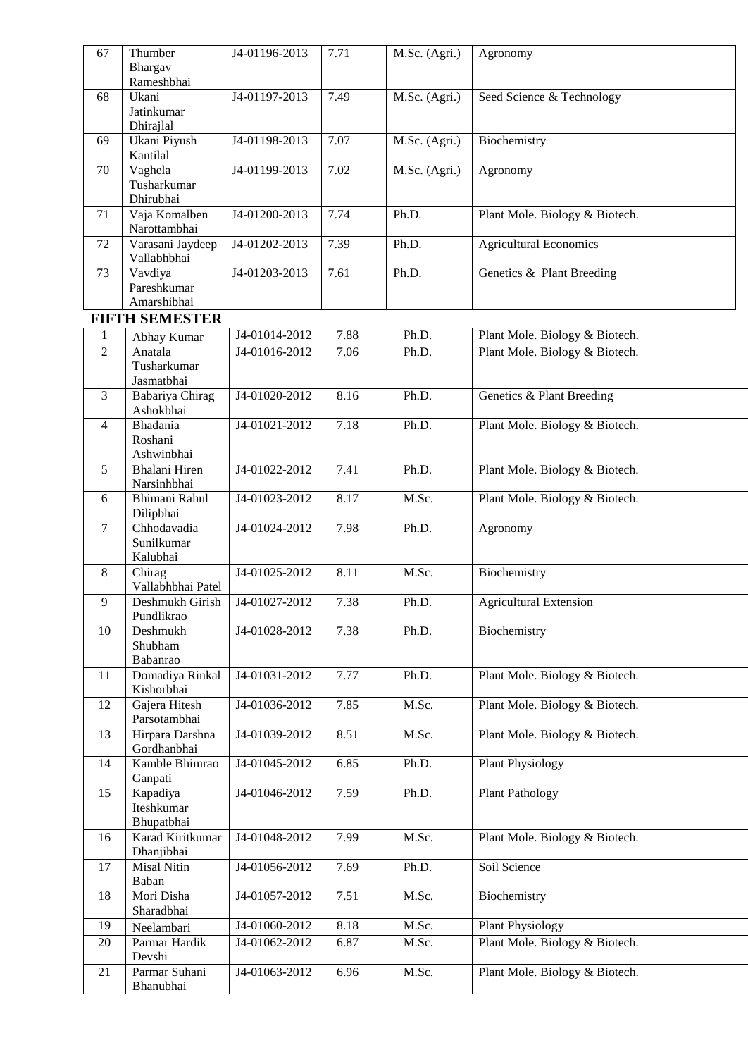| 67 | Thumber Bhargav Rameshbhai | J4-01196-2013 | 7.71 | M.Sc. (Agri.) | Agronomy |
|---|---|---|---|---|---|
| 68 | Ukani Jatinkumar Dhirajlal | J4-01197-2013 | 7.49 | M.Sc. (Agri.) | Seed Science & Technology |
| 69 | Ukani Piyush Kantilal | J4-01198-2013 | 7.07 | M.Sc. (Agri.) | Biochemistry |
| 70 | Vaghela Tusharkumar Dhirubhai | J4-01199-2013 | 7.02 | M.Sc. (Agri.) | Agronomy |
| 71 | Vaja Komalben Narottambhai | J4-01200-2013 | 7.74 | Ph.D. | Plant Mole. Biology & Biotech. |
| 72 | Varasani Jaydeep Vallabhbhai | J4-01202-2013 | 7.39 | Ph.D. | Agricultural Economics |
| 73 | Vavdiya Pareshkumar Amarshibhai | J4-01203-2013 | 7.61 | Ph.D. | Genetics & Plant Breeding |

**FIFTH SEMESTER**

| 1 | Abhay Kumar | J4-01014-2012 | 7.88 | Ph.D. | Plant Mole. Biology & Biotech. |
|---|---|---|---|---|---|
| 2 | Anatala Tusharkumar Jasmatbhai | J4-01016-2012 | 7.06 | Ph.D. | Plant Mole. Biology & Biotech. |
| 3 | Babariya Chirag Ashokbhai | J4-01020-2012 | 8.16 | Ph.D. | Genetics & Plant Breeding |
| 4 | Bhadania Roshani Ashwinbhai | J4-01021-2012 | 7.18 | Ph.D. | Plant Mole. Biology & Biotech. |
| 5 | Bhalani Hiren Narsinhbhai | J4-01022-2012 | 7.41 | Ph.D. | Plant Mole. Biology & Biotech. |
| 6 | Bhimani Rahul Dilipbhai | J4-01023-2012 | 8.17 | M.Sc. | Plant Mole. Biology & Biotech. |
| 7 | Chhodavadia Sunilkumar Kalubhai | J4-01024-2012 | 7.98 | Ph.D. | Agronomy |
| 8 | Chirag Vallabhbhai Patel | J4-01025-2012 | 8.11 | M.Sc. | Biochemistry |
| 9 | Deshmukh Girish Pundlikrao | J4-01027-2012 | 7.38 | Ph.D. | Agricultural Extension |
| 10 | Deshmukh Shubham Babanrao | J4-01028-2012 | 7.38 | Ph.D. | Biochemistry |
| 11 | Domadiya Rinkal Kishorbhai | J4-01031-2012 | 7.77 | Ph.D. | Plant Mole. Biology & Biotech. |
| 12 | Gajera Hitesh Parsotambhai | J4-01036-2012 | 7.85 | M.Sc. | Plant Mole. Biology & Biotech. |
| 13 | Hirpara Darshna Gordhanbhai | J4-01039-2012 | 8.51 | M.Sc. | Plant Mole. Biology & Biotech. |
| 14 | Kamble Bhimrao Ganpati | J4-01045-2012 | 6.85 | Ph.D. | Plant Physiology |
| 15 | Kapadiya Iteshkumar Bhupatbhai | J4-01046-2012 | 7.59 | Ph.D. | Plant Pathology |
| 16 | Karad Kiritkumar Dhanjibhai | J4-01048-2012 | 7.99 | M.Sc. | Plant Mole. Biology & Biotech. |
| 17 | Misal Nitin Baban | J4-01056-2012 | 7.69 | Ph.D. | Soil Science |
| 18 | Mori Disha Sharadbhai | J4-01057-2012 | 7.51 | M.Sc. | Biochemistry |
| 19 | Neelambari | J4-01060-2012 | 8.18 | M.Sc. | Plant Physiology |
| 20 | Parmar Hardik Devshi | J4-01062-2012 | 6.87 | M.Sc. | Plant Mole. Biology & Biotech. |
| 21 | Parmar Suhani Bhanubhai | J4-01063-2012 | 6.96 | M.Sc. | Plant Mole. Biology & Biotech. |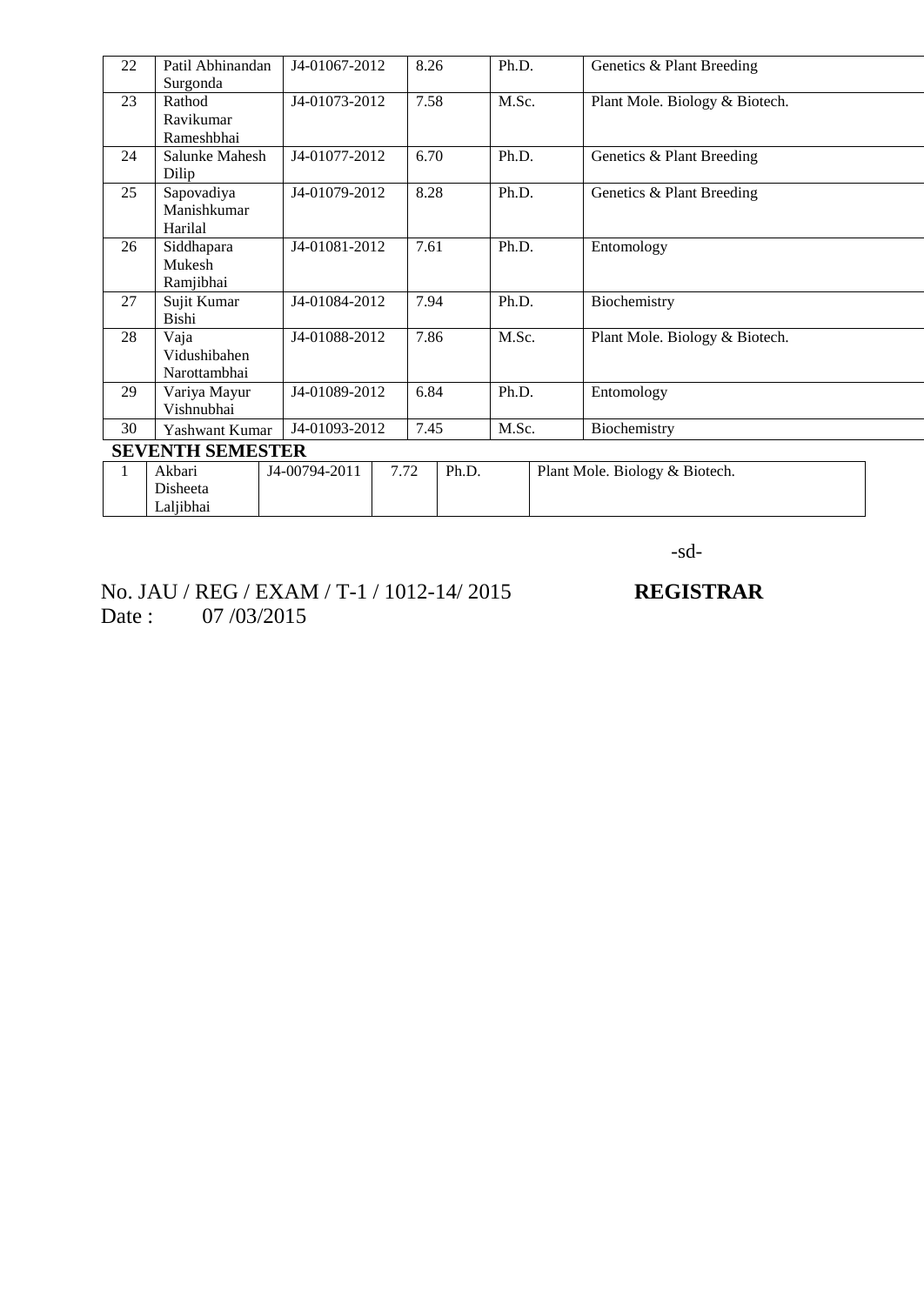| 22 | Patil Abhinandan Surgonda | J4-01067-2012 | 8.26 | Ph.D. | Genetics & Plant Breeding |
|---|---|---|---|---|---|
| 23 | Rathod Ravikumar Rameshbhai | J4-01073-2012 | 7.58 | M.Sc. | Plant Mole. Biology & Biotech. |
| 24 | Salunke Mahesh Dilip | J4-01077-2012 | 6.70 | Ph.D. | Genetics & Plant Breeding |
| 25 | Sapovadiya Manishkumar Harilal | J4-01079-2012 | 8.28 | Ph.D. | Genetics & Plant Breeding |
| 26 | Siddhapara Mukesh Ramjibhai | J4-01081-2012 | 7.61 | Ph.D. | Entomology |
| 27 | Sujit Kumar Bishi | J4-01084-2012 | 7.94 | Ph.D. | Biochemistry |
| 28 | Vaja Vidushibahen Narottambhai | J4-01088-2012 | 7.86 | M.Sc. | Plant Mole. Biology & Biotech. |
| 29 | Variya Mayur Vishnubhai | J4-01089-2012 | 6.84 | Ph.D. | Entomology |
| 30 | Yashwant Kumar | J4-01093-2012 | 7.45 | M.Sc. | Biochemistry |

**SEVENTH SEMESTER**

| 1 | Akbari Disheeta Laljibhai | J4-00794-2011 | 7.72 | Ph.D. | Plant Mole. Biology & Biotech. |
|---|---|---|---|---|---|

-sd-

No. JAU / REG / EXAM / T-1 / 1012-14/ 2015 **REGISTRAR**

Date : 07 /03/2015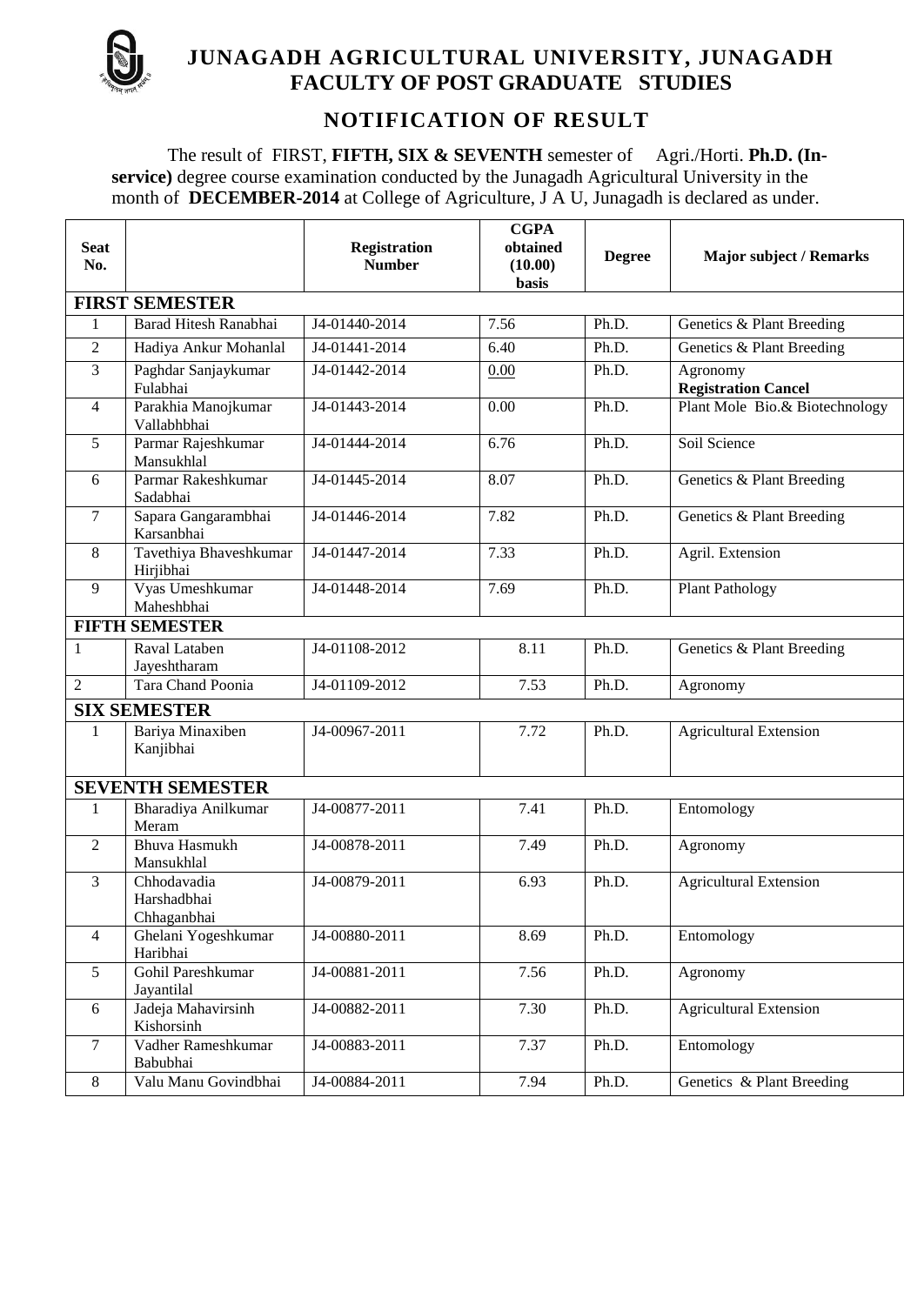# JUNAGADH AGRICULTURAL UNIVERSITY, JUNAGADH
## FACULTY OF POST GRADUATE STUDIES

## NOTIFICATION OF RESULT

The result of FIRST, **FIFTH, SIX & SEVENTH** semester of Agri./Horti. **Ph.D. (In-service)** degree course examination conducted by the Junagadh Agricultural University in the month of **DECEMBER-2014** at College of Agriculture, J A U, Junagadh is declared as under.

| Seat No. | | Registration Number | CGPA obtained (10.00) basis | Degree | Major subject / Remarks |
|---|---|---|---|---|---|
| **FIRST SEMESTER** | | | | | |
| 1 | Barad Hitesh Ranabhai | J4-01440-2014 | 7.56 | Ph.D. | Genetics & Plant Breeding |
| 2 | Hadiya Ankur Mohanlal | J4-01441-2014 | 6.40 | Ph.D. | Genetics & Plant Breeding |
| 3 | Paghdar Sanjaykumar Fulabhai | J4-01442-2014 | 0.00 | Ph.D. | Agronomy **Registration Cancel** |
| 4 | Parakhia Manojkumar Vallabhbhai | J4-01443-2014 | 0.00 | Ph.D. | Plant Mole Bio.& Biotechnology |
| 5 | Parmar Rajeshkumar Mansukhlal | J4-01444-2014 | 6.76 | Ph.D. | Soil Science |
| 6 | Parmar Rakeshkumar Sadabhai | J4-01445-2014 | 8.07 | Ph.D. | Genetics & Plant Breeding |
| 7 | Sapara Gangarambhai Karsanbhai | J4-01446-2014 | 7.82 | Ph.D. | Genetics & Plant Breeding |
| 8 | Tavethiya Bhaveshkumar Hirjibhai | J4-01447-2014 | 7.33 | Ph.D. | Agril. Extension |
| 9 | Vyas Umeshkumar Maheshbhai | J4-01448-2014 | 7.69 | Ph.D. | Plant Pathology |
| **FIFTH SEMESTER** | | | | | |
| 1 | Raval Lataben Jayeshtharam | J4-01108-2012 | 8.11 | Ph.D. | Genetics & Plant Breeding |
| 2 | Tara Chand Poonia | J4-01109-2012 | 7.53 | Ph.D. | Agronomy |
| **SIX SEMESTER** | | | | | |
| 1 | Bariya Minaxiben Kanjibhai | J4-00967-2011 | 7.72 | Ph.D. | Agricultural Extension |
| **SEVENTH SEMESTER** | | | | | |
| 1 | Bharadiya Anilkumar Meram | J4-00877-2011 | 7.41 | Ph.D. | Entomology |
| 2 | Bhuva Hasmukh Mansukhlal | J4-00878-2011 | 7.49 | Ph.D. | Agronomy |
| 3 | Chhodavadia Harshadbhai Chhaganbhai | J4-00879-2011 | 6.93 | Ph.D. | Agricultural Extension |
| 4 | Ghelani Yogeshkumar Haribhai | J4-00880-2011 | 8.69 | Ph.D. | Entomology |
| 5 | Gohil Pareshkumar Jayantilal | J4-00881-2011 | 7.56 | Ph.D. | Agronomy |
| 6 | Jadeja Mahavirsinh Kishorsinh | J4-00882-2011 | 7.30 | Ph.D. | Agricultural Extension |
| 7 | Vadher Rameshkumar Babubhai | J4-00883-2011 | 7.37 | Ph.D. | Entomology |
| 8 | Valu Manu Govindbhai | J4-00884-2011 | 7.94 | Ph.D. | Genetics & Plant Breeding |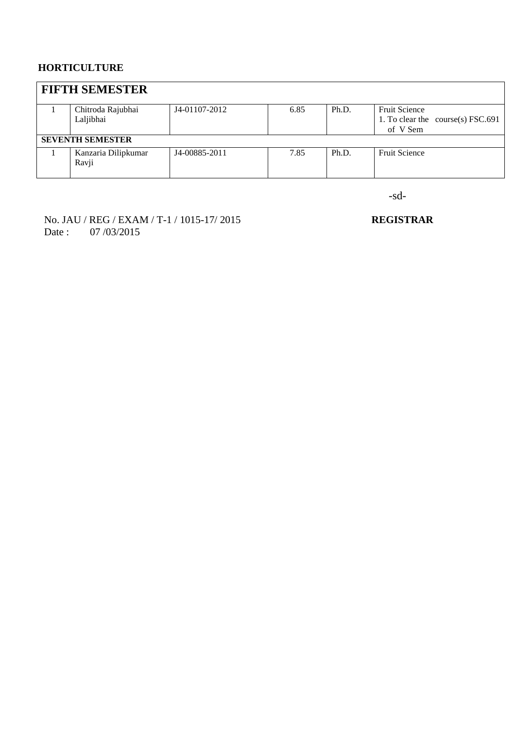**HORTICULTURE**

| FIFTH SEMESTER | | | | | |
|---|---|---|---|---|---|
| 1 | Chitroda Rajubhai Laljibhai | J4-01107-2012 | 6.85 | Ph.D. | Fruit Science<br>1. To clear the course(s) FSC.691 of V Sem |
| **SEVENTH SEMESTER** | | | | | |
| 1 | Kanzaria Dilipkumar Ravji | J4-00885-2011 | 7.85 | Ph.D. | Fruit Science |

-sd-

No. JAU / REG / EXAM / T-1 / 1015-17/ 2015

**REGISTRAR**

Date : 07 /03/2015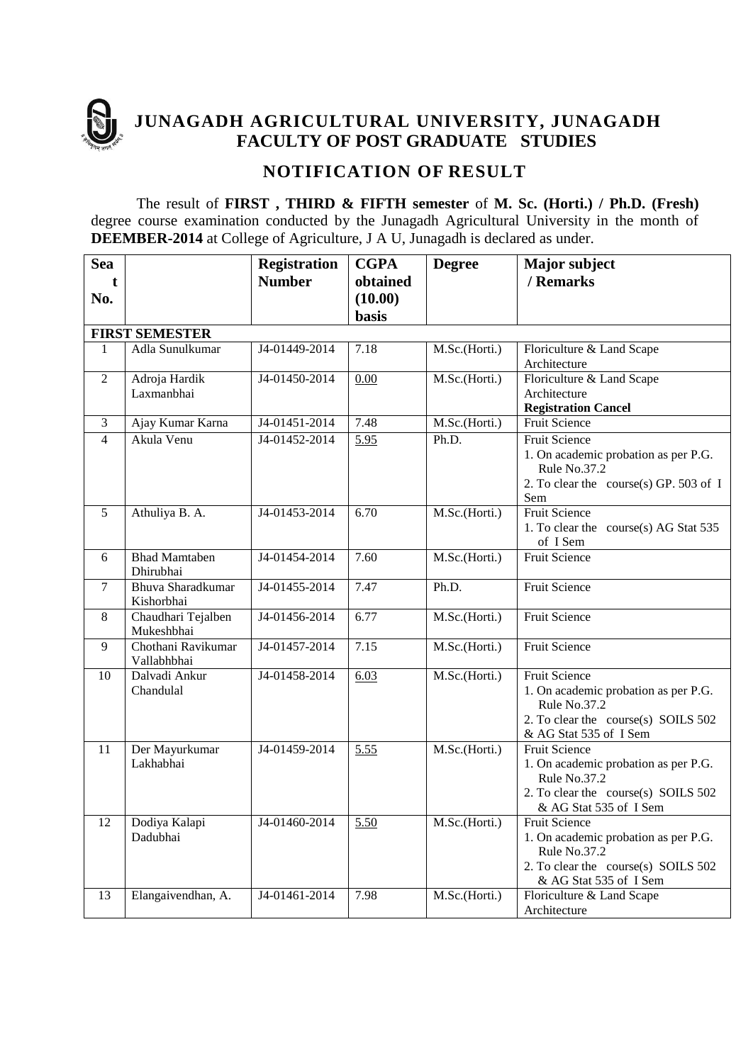# JUNAGADH AGRICULTURAL UNIVERSITY, JUNAGADH
## FACULTY OF POST GRADUATE STUDIES

## NOTIFICATION OF RESULT

The result of **FIRST , THIRD & FIFTH semester** of **M. Sc. (Horti.) / Ph.D. (Fresh)** degree course examination conducted by the Junagadh Agricultural University in the month of **DEEMBER-2014** at College of Agriculture, J A U, Junagadh is declared as under.

| Seat No. | | Registration Number | CGPA obtained (10.00) basis | Degree | Major subject / Remarks |
|---|---|---|---|---|---|
| **FIRST SEMESTER** | | | | | |
| 1 | Adla Sunulkumar | J4-01449-2014 | 7.18 | M.Sc.(Horti.) | Floriculture & Land Scape Architecture |
| 2 | Adroja Hardik Laxmanbhai | J4-01450-2014 | 0.00 | M.Sc.(Horti.) | Floriculture & Land Scape Architecture **Registration Cancel** |
| 3 | Ajay Kumar Karna | J4-01451-2014 | 7.48 | M.Sc.(Horti.) | Fruit Science |
| 4 | Akula Venu | J4-01452-2014 | 5.95 | Ph.D. | Fruit Science 1. On academic probation as per P.G. Rule No.37.2 2. To clear the course(s) GP. 503 of I Sem |
| 5 | Athuliya B. A. | J4-01453-2014 | 6.70 | M.Sc.(Horti.) | Fruit Science 1. To clear the course(s) AG Stat 535 of I Sem |
| 6 | Bhad Mamtaben Dhirubhai | J4-01454-2014 | 7.60 | M.Sc.(Horti.) | Fruit Science |
| 7 | Bhuva Sharadkumar Kishorbhai | J4-01455-2014 | 7.47 | Ph.D. | Fruit Science |
| 8 | Chaudhari Tejalben Mukeshbhai | J4-01456-2014 | 6.77 | M.Sc.(Horti.) | Fruit Science |
| 9 | Chothani Ravikumar Vallabhbhai | J4-01457-2014 | 7.15 | M.Sc.(Horti.) | Fruit Science |
| 10 | Dalvadi Ankur Chandulal | J4-01458-2014 | 6.03 | M.Sc.(Horti.) | Fruit Science 1. On academic probation as per P.G. Rule No.37.2 2. To clear the course(s) SOILS 502 & AG Stat 535 of I Sem |
| 11 | Der Mayurkumar Lakhabhai | J4-01459-2014 | 5.55 | M.Sc.(Horti.) | Fruit Science 1. On academic probation as per P.G. Rule No.37.2 2. To clear the course(s) SOILS 502 & AG Stat 535 of I Sem |
| 12 | Dodiya Kalapi Dadubhai | J4-01460-2014 | 5.50 | M.Sc.(Horti.) | Fruit Science 1. On academic probation as per P.G. Rule No.37.2 2. To clear the course(s) SOILS 502 & AG Stat 535 of I Sem |
| 13 | Elangaivendhan, A. | J4-01461-2014 | 7.98 | M.Sc.(Horti.) | Floriculture & Land Scape Architecture |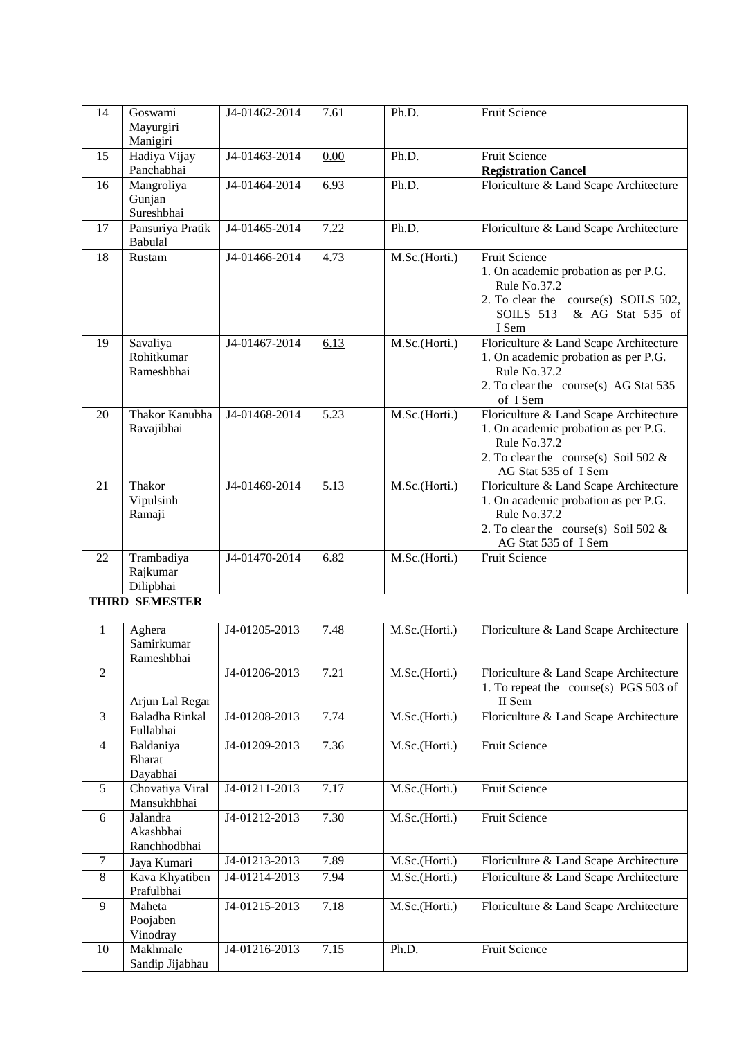| 14 | Goswami Mayurgiri Manigiri | J4-01462-2014 | 7.61 | Ph.D. | Fruit Science |
|---|---|---|---|---|---|
| 15 | Hadiya Vijay Panchabhai | J4-01463-2014 | 0.00 | Ph.D. | Fruit Science **Registration Cancel** |
| 16 | Mangroliya Gunjan Sureshbhai | J4-01464-2014 | 6.93 | Ph.D. | Floriculture & Land Scape Architecture |
| 17 | Pansuriya Pratik Babulal | J4-01465-2014 | 7.22 | Ph.D. | Floriculture & Land Scape Architecture |
| 18 | Rustam | J4-01466-2014 | 4.73 | M.Sc.(Horti.) | Fruit Science<br>1. On academic probation as per P.G. Rule No.37.2<br>2. To clear the course(s) SOILS 502, SOILS 513 & AG Stat 535 of I Sem |
| 19 | Savaliya Rohitkumar Rameshbhai | J4-01467-2014 | 6.13 | M.Sc.(Horti.) | Floriculture & Land Scape Architecture<br>1. On academic probation as per P.G. Rule No.37.2<br>2. To clear the course(s) AG Stat 535 of I Sem |
| 20 | Thakor Kanubha Ravajibhai | J4-01468-2014 | 5.23 | M.Sc.(Horti.) | Floriculture & Land Scape Architecture<br>1. On academic probation as per P.G. Rule No.37.2<br>2. To clear the course(s) Soil 502 & AG Stat 535 of I Sem |
| 21 | Thakor Vipulsinh Ramaji | J4-01469-2014 | 5.13 | M.Sc.(Horti.) | Floriculture & Land Scape Architecture<br>1. On academic probation as per P.G. Rule No.37.2<br>2. To clear the course(s) Soil 502 & AG Stat 535 of I Sem |
| 22 | Trambadiya Rajkumar Dilipbhai | J4-01470-2014 | 6.82 | M.Sc.(Horti.) | Fruit Science |

**THIRD SEMESTER**

| 1 | Aghera Samirkumar Rameshbhai | J4-01205-2013 | 7.48 | M.Sc.(Horti.) | Floriculture & Land Scape Architecture |
|---|---|---|---|---|---|
| 2 | Arjun Lal Regar | J4-01206-2013 | 7.21 | M.Sc.(Horti.) | Floriculture & Land Scape Architecture<br>1. To repeat the course(s) PGS 503 of II Sem |
| 3 | Baladha Rinkal Fullabhai | J4-01208-2013 | 7.74 | M.Sc.(Horti.) | Floriculture & Land Scape Architecture |
| 4 | Baldaniya Bharat Dayabhai | J4-01209-2013 | 7.36 | M.Sc.(Horti.) | Fruit Science |
| 5 | Chovatiya Viral Mansukhbhai | J4-01211-2013 | 7.17 | M.Sc.(Horti.) | Fruit Science |
| 6 | Jalandra Akashbhai Ranchhodbhai | J4-01212-2013 | 7.30 | M.Sc.(Horti.) | Fruit Science |
| 7 | Jaya Kumari | J4-01213-2013 | 7.89 | M.Sc.(Horti.) | Floriculture & Land Scape Architecture |
| 8 | Kava Khyatiben Prafulbhai | J4-01214-2013 | 7.94 | M.Sc.(Horti.) | Floriculture & Land Scape Architecture |
| 9 | Maheta Poojaben Vinodray | J4-01215-2013 | 7.18 | M.Sc.(Horti.) | Floriculture & Land Scape Architecture |
| 10 | Makhmale Sandip Jijabhau | J4-01216-2013 | 7.15 | Ph.D. | Fruit Science |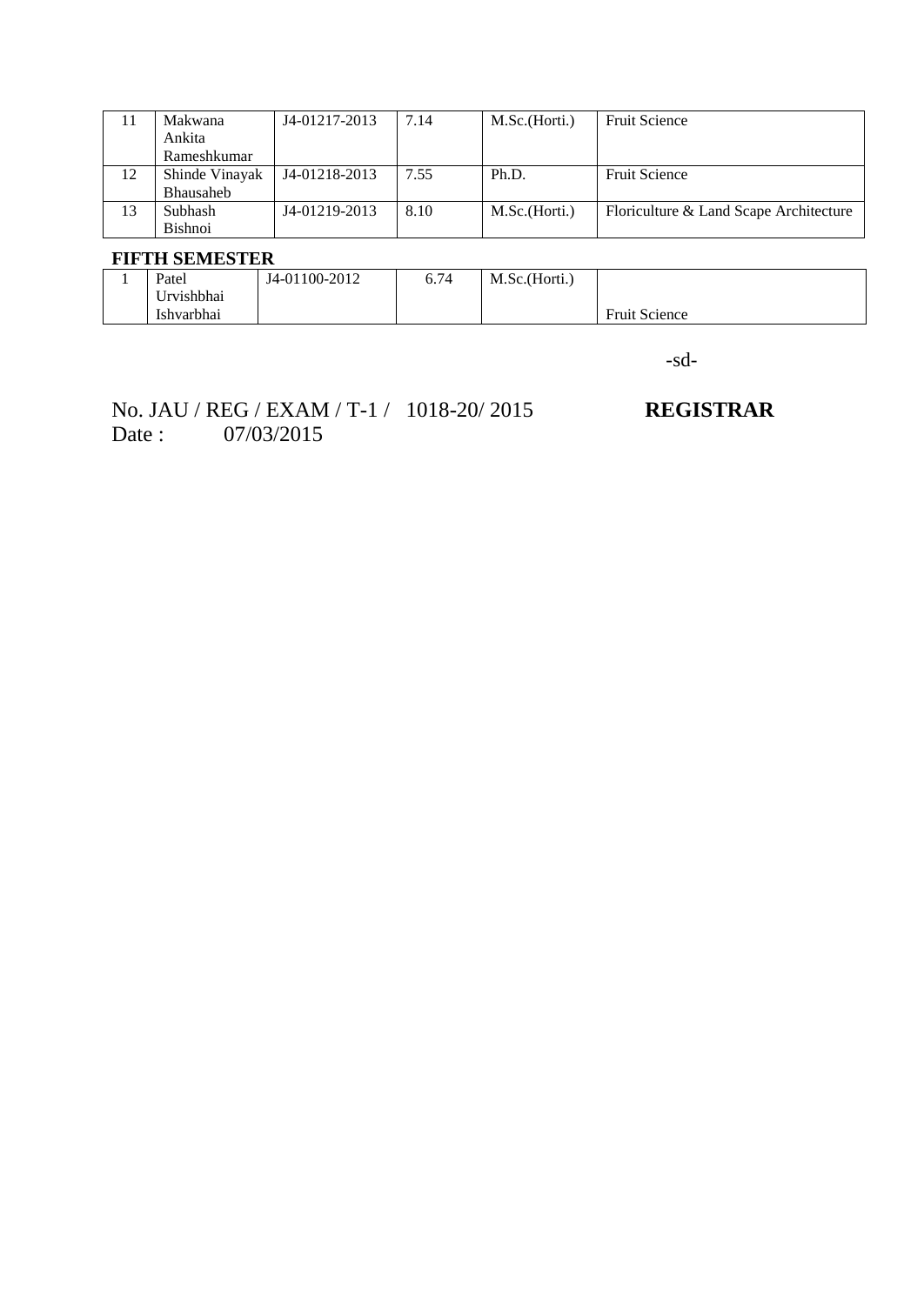| | | | | | |
|---|---|---|---|---|---|
| 11 | Makwana Ankita Rameshkumar | J4-01217-2013 | 7.14 | M.Sc.(Horti.) | Fruit Science |
| 12 | Shinde Vinayak Bhausaheb | J4-01218-2013 | 7.55 | Ph.D. | Fruit Science |
| 13 | Subhash Bishnoi | J4-01219-2013 | 8.10 | M.Sc.(Horti.) | Floriculture & Land Scape Architecture |

**FIFTH SEMESTER**

| | | | | | |
|---|---|---|---|---|---|
| 1 | Patel Urvishbhai Ishvarbhai | J4-01100-2012 | 6.74 | M.Sc.(Horti.) | Fruit Science |

-sd-

No. JAU / REG / EXAM / T-1 / 1018-20/ 2015 **REGISTRAR**

Date : 07/03/2015